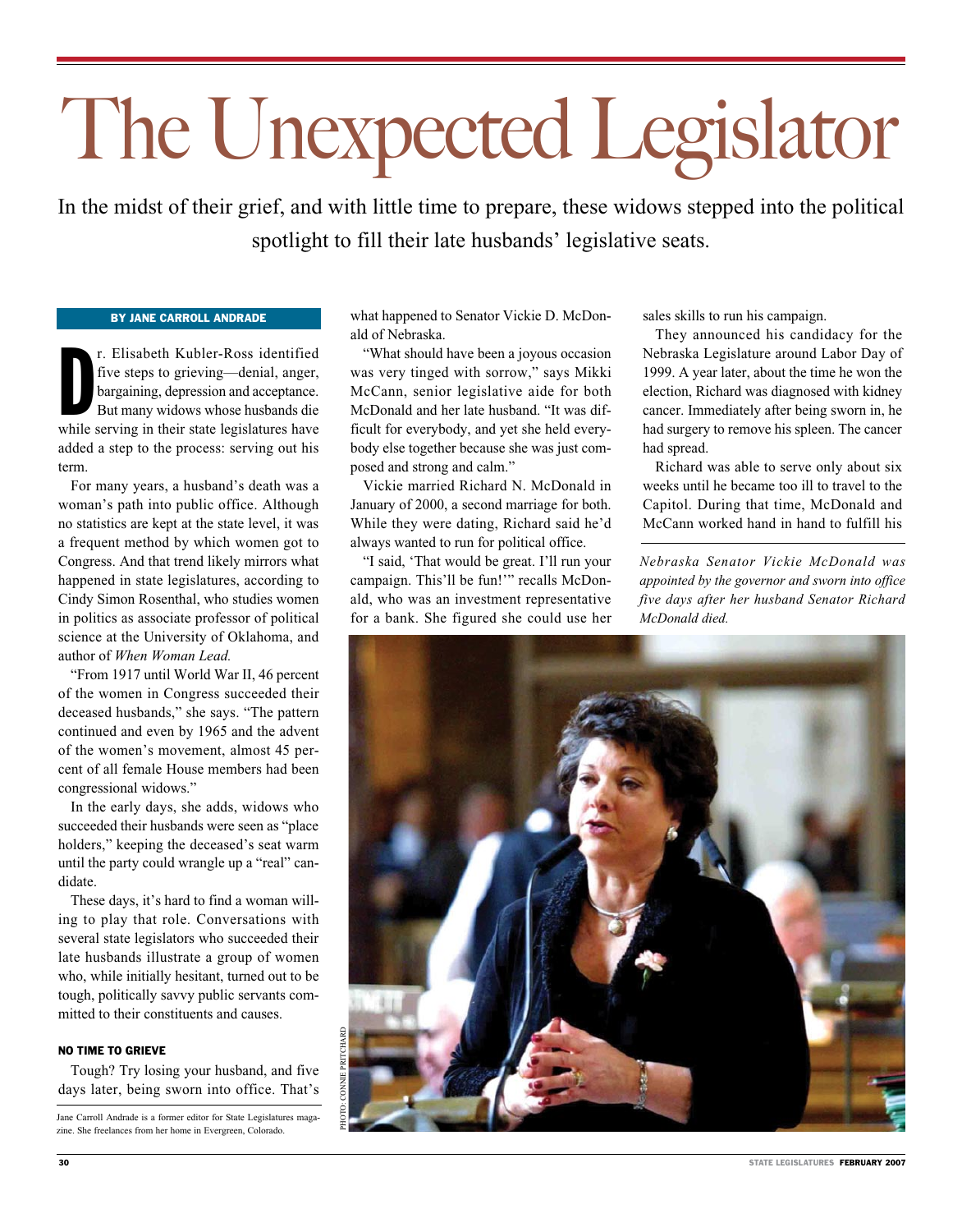# The Unexpected Legislator

In the midst of their grief, and with little time to prepare, these widows stepped into the political spotlight to fill their late husbands' legislative seats.

**BY JANE CARROLL ANDRADE**

Dr. Elisabeth Kubler-Ross identified five steps to grieving—denial, anger, bargaining, depression and acceptance. But many widows whose husbands die while serving in their state legislatures have added a step to the process: serving out his term.

For many years, a husband's death was a woman's path into public office. Although no statistics are kept at the state level, it was a frequent method by which women got to Congress. And that trend likely mirrors what happened in state legislatures, according to Cindy Simon Rosenthal, who studies women in politics as associate professor of political science at the University of Oklahoma, and author of *When Woman Lead.*

"From 1917 until World War II, 46 percent of the women in Congress succeeded their deceased husbands," she says. "The pattern continued and even by 1965 and the advent of the women's movement, almost 45 percent of all female House members had been congressional widows."

In the early days, she adds, widows who succeeded their husbands were seen as "place holders," keeping the deceased's seat warm until the party could wrangle up a "real" candidate.

These days, it's hard to find a woman willing to play that role. Conversations with several state legislators who succeeded their late husbands illustrate a group of women who, while initially hesitant, turned out to be tough, politically savvy public servants committed to their constituents and causes.

## NO TIME TO GRIEVE

Tough? Try losing your husband, and five days later, being sworn into office. That's what happened to Senator Vickie D. McDonald of Nebraska.

"What should have been a joyous occasion was very tinged with sorrow," says Mikki McCann, senior legislative aide for both McDonald and her late husband. "It was difficult for everybody, and yet she held everybody else together because she was just composed and strong and calm."

Vickie married Richard N. McDonald in January of 2000, a second marriage for both. While they were dating, Richard said he'd always wanted to run for political office.

"I said, 'That would be great. I'll run your campaign. This'll be fun!'" recalls McDonald, who was an investment representative for a bank. She figured she could use her sales skills to run his campaign.

They announced his candidacy for the Nebraska Legislature around Labor Day of 1999. A year later, about the time he won the election, Richard was diagnosed with kidney cancer. Immediately after being sworn in, he had surgery to remove his spleen. The cancer had spread.

Richard was able to serve only about six weeks until he became too ill to travel to the Capitol. During that time, McDonald and McCann worked hand in hand to fulfill his

*Nebraska Senator Vickie McDonald was appointed by the governor and sworn into office five days after her husband Senator Richard McDonald died.*

PHOTO: CONNIE PRITCHARD

Jane Carroll Andrade is a former editor for State Legislatures magazine. She freelances from her home in Evergreen, Colorado.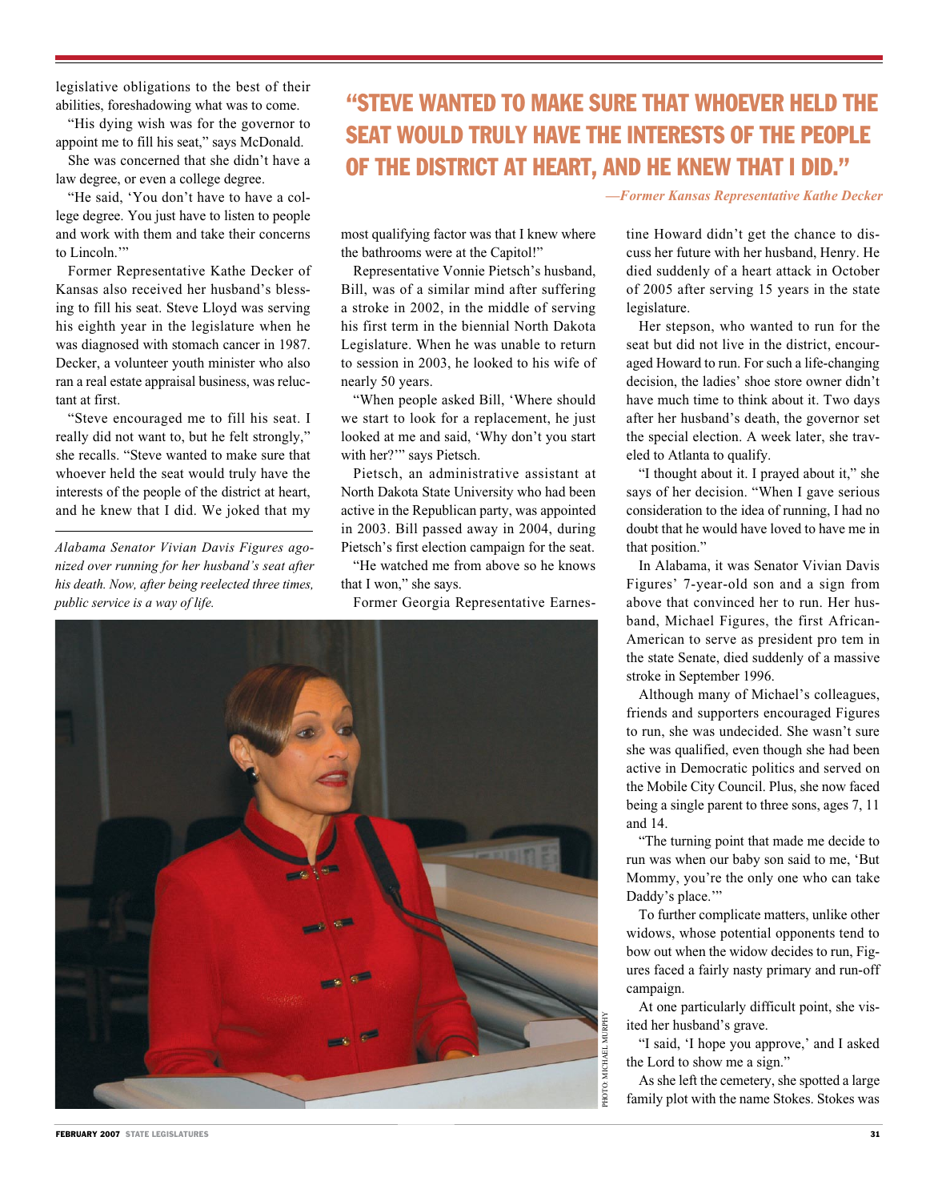legislative obligations to the best of their abilities, foreshadowing what was to come.

"His dying wish was for the governor to appoint me to fill his seat," says McDonald.

She was concerned that she didn't have a law degree, or even a college degree.

"He said, 'You don't have to have a college degree. You just have to listen to people and work with them and take their concerns to Lincoln.'"

Former Representative Kathe Decker of Kansas also received her husband's blessing to fill his seat. Steve Lloyd was serving his eighth year in the legislature when he was diagnosed with stomach cancer in 1987. Decker, a volunteer youth minister who also ran a real estate appraisal business, was reluctant at first.

"Steve encouraged me to fill his seat. I really did not want to, but he felt strongly," she recalls. "Steve wanted to make sure that whoever held the seat would truly have the interests of the people of the district at heart, and he knew that I did. We joked that my most qualifying factor was that I knew where the bathrooms were at the Capitol!"

*Alabama Senator Vivian Davis Figures agonized over running for her husband's seat after his death. Now, after being reelected three times, public service is a way of life.*

> **"STEVE WANTED TO MAKE SURE THAT WHOEVER HELD THE SEAT WOULD TRULY HAVE THE INTERESTS OF THE PEOPLE OF THE DISTRICT AT HEART, AND HE KNEW THAT I DID."**
>
> *—Former Kansas Representative Kathe Decker*

Representative Vonnie Pietsch's husband, Bill, was of a similar mind after suffering a stroke in 2002, in the middle of serving his first term in the biennial North Dakota Legislature. When he was unable to return to session in 2003, he looked to his wife of nearly 50 years.

"When people asked Bill, 'Where should we start to look for a replacement, he just looked at me and said, 'Why don't you start with her?'" says Pietsch.

Pietsch, an administrative assistant at North Dakota State University who had been active in the Republican party, was appointed in 2003. Bill passed away in 2004, during Pietsch's first election campaign for the seat.

"He watched me from above so he knows that I won," she says.

Former Georgia Representative Earnestine Howard didn't get the chance to discuss her future with her husband, Henry. He died suddenly of a heart attack in October of 2005 after serving 15 years in the state legislature.

Her stepson, who wanted to run for the seat but did not live in the district, encouraged Howard to run. For such a life-changing decision, the ladies' shoe store owner didn't have much time to think about it. Two days after her husband's death, the governor set the special election. A week later, she traveled to Atlanta to qualify.

"I thought about it. I prayed about it," she says of her decision. "When I gave serious consideration to the idea of running, I had no doubt that he would have loved to have me in that position."

In Alabama, it was Senator Vivian Davis Figures' 7-year-old son and a sign from above that convinced her to run. Her husband, Michael Figures, the first African-American to serve as president pro tem in the state Senate, died suddenly of a massive stroke in September 1996.

Although many of Michael's colleagues, friends and supporters encouraged Figures to run, she was undecided. She wasn't sure she was qualified, even though she had been active in Democratic politics and served on the Mobile City Council. Plus, she now faced being a single parent to three sons, ages 7, 11 and 14.

"The turning point that made me decide to run was when our baby son said to me, 'But Mommy, you're the only one who can take Daddy's place.'"

To further complicate matters, unlike other widows, whose potential opponents tend to bow out when the widow decides to run, Figures faced a fairly nasty primary and run-off campaign.

At one particularly difficult point, she visited her husband's grave.

"I said, 'I hope you approve,' and I asked the Lord to show me a sign."

As she left the cemetery, she spotted a large family plot with the name Stokes. Stokes was

PHOTO: MICHAEL MURPHY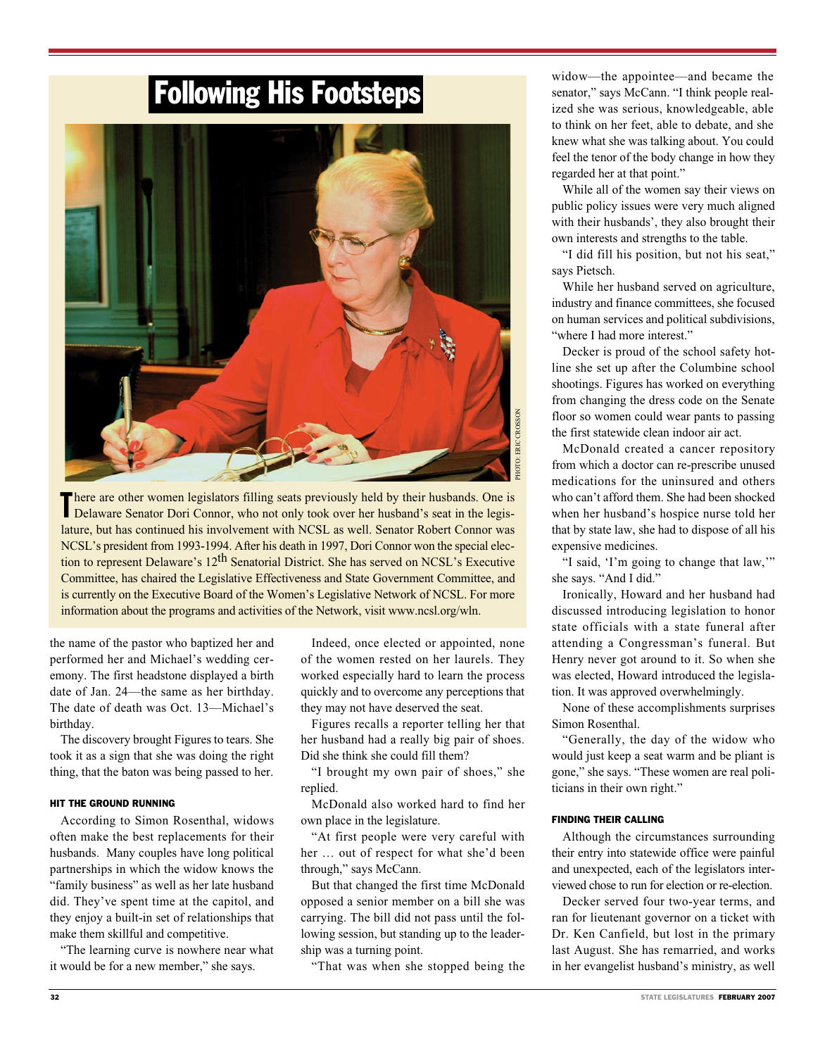## Following His Footsteps

PHOTO: ERIC CROSSON

There are other women legislators filling seats previously held by their husbands. One is Delaware Senator Dori Connor, who not only took over her husband's seat in the legislature, but has continued his involvement with NCSL as well. Senator Robert Connor was NCSL's president from 1993-1994. After his death in 1997, Dori Connor won the special election to represent Delaware's 12th Senatorial District. She has served on NCSL's Executive Committee, has chaired the Legislative Effectiveness and State Government Committee, and is currently on the Executive Board of the Women's Legislative Network of NCSL. For more information about the programs and activities of the Network, visit www.ncsl.org/wln.

the name of the pastor who baptized her and performed her and Michael's wedding ceremony. The first headstone displayed a birth date of Jan. 24—the same as her birthday. The date of death was Oct. 13—Michael's birthday.

The discovery brought Figures to tears. She took it as a sign that she was doing the right thing, that the baton was being passed to her.

### HIT THE GROUND RUNNING

According to Simon Rosenthal, widows often make the best replacements for their husbands. Many couples have long political partnerships in which the widow knows the "family business" as well as her late husband did. They've spent time at the capitol, and they enjoy a built-in set of relationships that make them skillful and competitive.

"The learning curve is nowhere near what it would be for a new member," she says.

Indeed, once elected or appointed, none of the women rested on her laurels. They worked especially hard to learn the process quickly and to overcome any perceptions that they may not have deserved the seat.

Figures recalls a reporter telling her that her husband had a really big pair of shoes. Did she think she could fill them?

"I brought my own pair of shoes," she replied.

McDonald also worked hard to find her own place in the legislature.

"At first people were very careful with her … out of respect for what she'd been through," says McCann.

But that changed the first time McDonald opposed a senior member on a bill she was carrying. The bill did not pass until the following session, but standing up to the leadership was a turning point.

"That was when she stopped being the widow—the appointee—and became the senator," says McCann. "I think people realized she was serious, knowledgeable, able to think on her feet, able to debate, and she knew what she was talking about. You could feel the tenor of the body change in how they regarded her at that point."

While all of the women say their views on public policy issues were very much aligned with their husbands', they also brought their own interests and strengths to the table.

"I did fill his position, but not his seat," says Pietsch.

While her husband served on agriculture, industry and finance committees, she focused on human services and political subdivisions, "where I had more interest."

Decker is proud of the school safety hotline she set up after the Columbine school shootings. Figures has worked on everything from changing the dress code on the Senate floor so women could wear pants to passing the first statewide clean indoor air act.

McDonald created a cancer repository from which a doctor can re-prescribe unused medications for the uninsured and others who can't afford them. She had been shocked when her husband's hospice nurse told her that by state law, she had to dispose of all his expensive medicines.

"I said, 'I'm going to change that law,'" she says. "And I did."

Ironically, Howard and her husband had discussed introducing legislation to honor state officials with a state funeral after attending a Congressman's funeral. But Henry never got around to it. So when she was elected, Howard introduced the legislation. It was approved overwhelmingly.

None of these accomplishments surprises Simon Rosenthal.

"Generally, the day of the widow who would just keep a seat warm and be pliant is gone," she says. "These women are real politicians in their own right."

### FINDING THEIR CALLING

Although the circumstances surrounding their entry into statewide office were painful and unexpected, each of the legislators interviewed chose to run for election or re-election.

Decker served four two-year terms, and ran for lieutenant governor on a ticket with Dr. Ken Canfield, but lost in the primary last August. She has remarried, and works in her evangelist husband's ministry, as well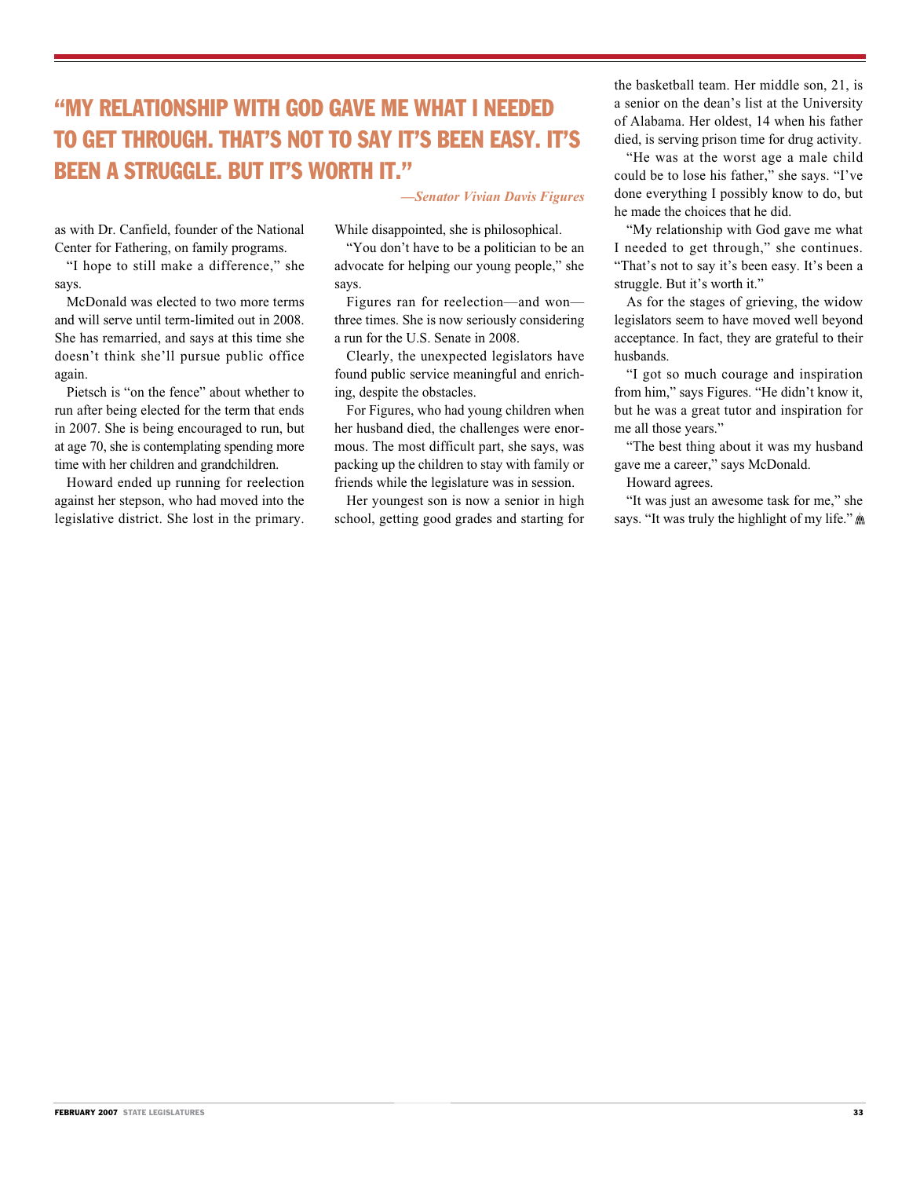> **"MY RELATIONSHIP WITH GOD GAVE ME WHAT I NEEDED TO GET THROUGH. THAT'S NOT TO SAY IT'S BEEN EASY. IT'S BEEN A STRUGGLE. BUT IT'S WORTH IT."**
>
> *—Senator Vivian Davis Figures*

as with Dr. Canfield, founder of the National Center for Fathering, on family programs.

"I hope to still make a difference," she says.

McDonald was elected to two more terms and will serve until term-limited out in 2008. She has remarried, and says at this time she doesn't think she'll pursue public office again.

Pietsch is "on the fence" about whether to run after being elected for the term that ends in 2007. She is being encouraged to run, but at age 70, she is contemplating spending more time with her children and grandchildren.

Howard ended up running for reelection against her stepson, who had moved into the legislative district. She lost in the primary. While disappointed, she is philosophical.

"You don't have to be a politician to be an advocate for helping our young people," she says.

Figures ran for reelection—and won—three times. She is now seriously considering a run for the U.S. Senate in 2008.

Clearly, the unexpected legislators have found public service meaningful and enriching, despite the obstacles.

For Figures, who had young children when her husband died, the challenges were enormous. The most difficult part, she says, was packing up the children to stay with family or friends while the legislature was in session.

Her youngest son is now a senior in high school, getting good grades and starting for the basketball team. Her middle son, 21, is a senior on the dean's list at the University of Alabama. Her oldest, 14 when his father died, is serving prison time for drug activity.

"He was at the worst age a male child could be to lose his father," she says. "I've done everything I possibly know to do, but he made the choices that he did.

"My relationship with God gave me what I needed to get through," she continues. "That's not to say it's been easy. It's been a struggle. But it's worth it."

As for the stages of grieving, the widow legislators seem to have moved well beyond acceptance. In fact, they are grateful to their husbands.

"I got so much courage and inspiration from him," says Figures. "He didn't know it, but he was a great tutor and inspiration for me all those years."

"The best thing about it was my husband gave me a career," says McDonald.

Howard agrees.

"It was just an awesome task for me," she says. "It was truly the highlight of my life."